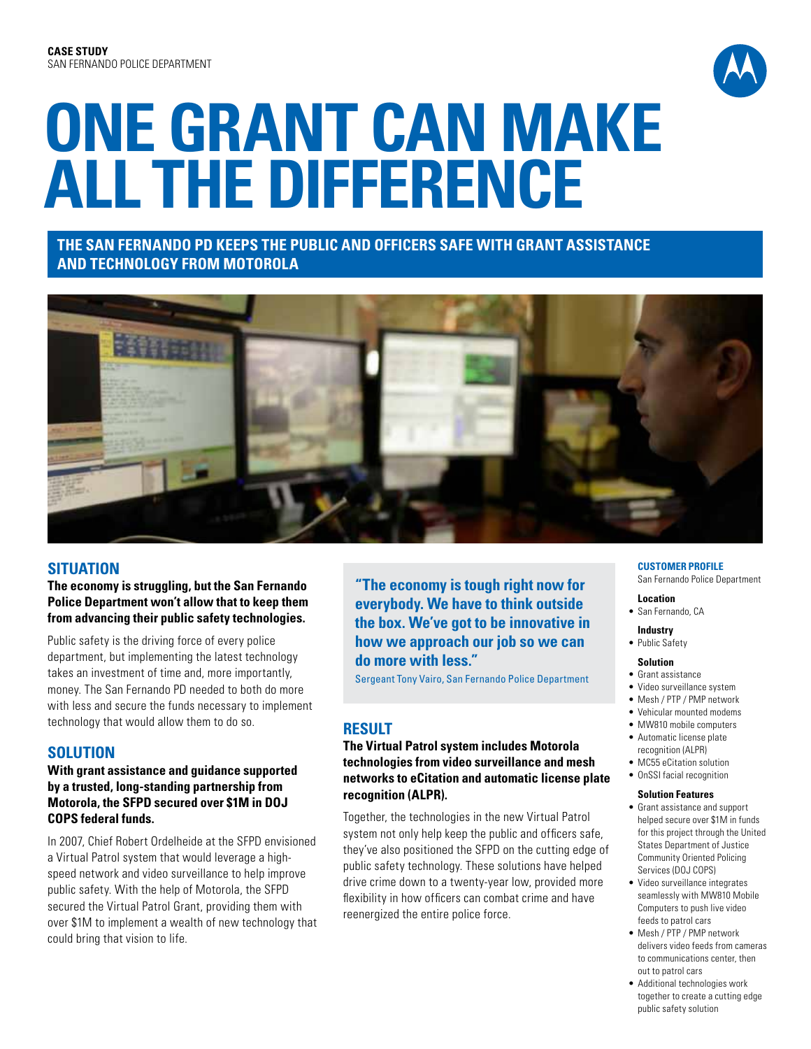**CASE STUDY**
SAN FERNANDO POLICE DEPARTMENT

# ONE GRANT CAN MAKE ALL THE DIFFERENCE

**THE SAN FERNANDO PD KEEPS THE PUBLIC AND OFFICERS SAFE WITH GRANT ASSISTANCE AND TECHNOLOGY FROM MOTOROLA**

## SITUATION

**The economy is struggling, but the San Fernando Police Department won't allow that to keep them from advancing their public safety technologies.**

Public safety is the driving force of every police department, but implementing the latest technology takes an investment of time and, more importantly, money. The San Fernando PD needed to both do more with less and secure the funds necessary to implement technology that would allow them to do so.

## SOLUTION

**With grant assistance and guidance supported by a trusted, long-standing partnership from Motorola, the SFPD secured over $1M in DOJ COPS federal funds.**

In 2007, Chief Robert Ordelheide at the SFPD envisioned a Virtual Patrol system that would leverage a high-speed network and video surveillance to help improve public safety. With the help of Motorola, the SFPD secured the Virtual Patrol Grant, providing them with over $1M to implement a wealth of new technology that could bring that vision to life.

> **"The economy is tough right now for everybody. We have to think outside the box. We've got to be innovative in how we approach our job so we can do more with less."**
>
> Sergeant Tony Vairo, San Fernando Police Department

## RESULT

**The Virtual Patrol system includes Motorola technologies from video surveillance and mesh networks to eCitation and automatic license plate recognition (ALPR).**

Together, the technologies in the new Virtual Patrol system not only help keep the public and officers safe, they've also positioned the SFPD on the cutting edge of public safety technology. These solutions have helped drive crime down to a twenty-year low, provided more flexibility in how officers can combat crime and have reenergized the entire police force.

### CUSTOMER PROFILE

San Fernando Police Department

**Location**
- San Fernando, CA

**Industry**
- Public Safety

**Solution**
- Grant assistance
- Video surveillance system
- Mesh / PTP / PMP network
- Vehicular mounted modems
- MW810 mobile computers
- Automatic license plate recognition (ALPR)
- MC55 eCitation solution
- OnSSI facial recognition

**Solution Features**
- Grant assistance and support helped secure over $1M in funds for this project through the United States Department of Justice Community Oriented Policing Services (DOJ COPS)
- Video surveillance integrates seamlessly with MW810 Mobile Computers to push live video feeds to patrol cars
- Mesh / PTP / PMP network delivers video feeds from cameras to communications center, then out to patrol cars
- Additional technologies work together to create a cutting edge public safety solution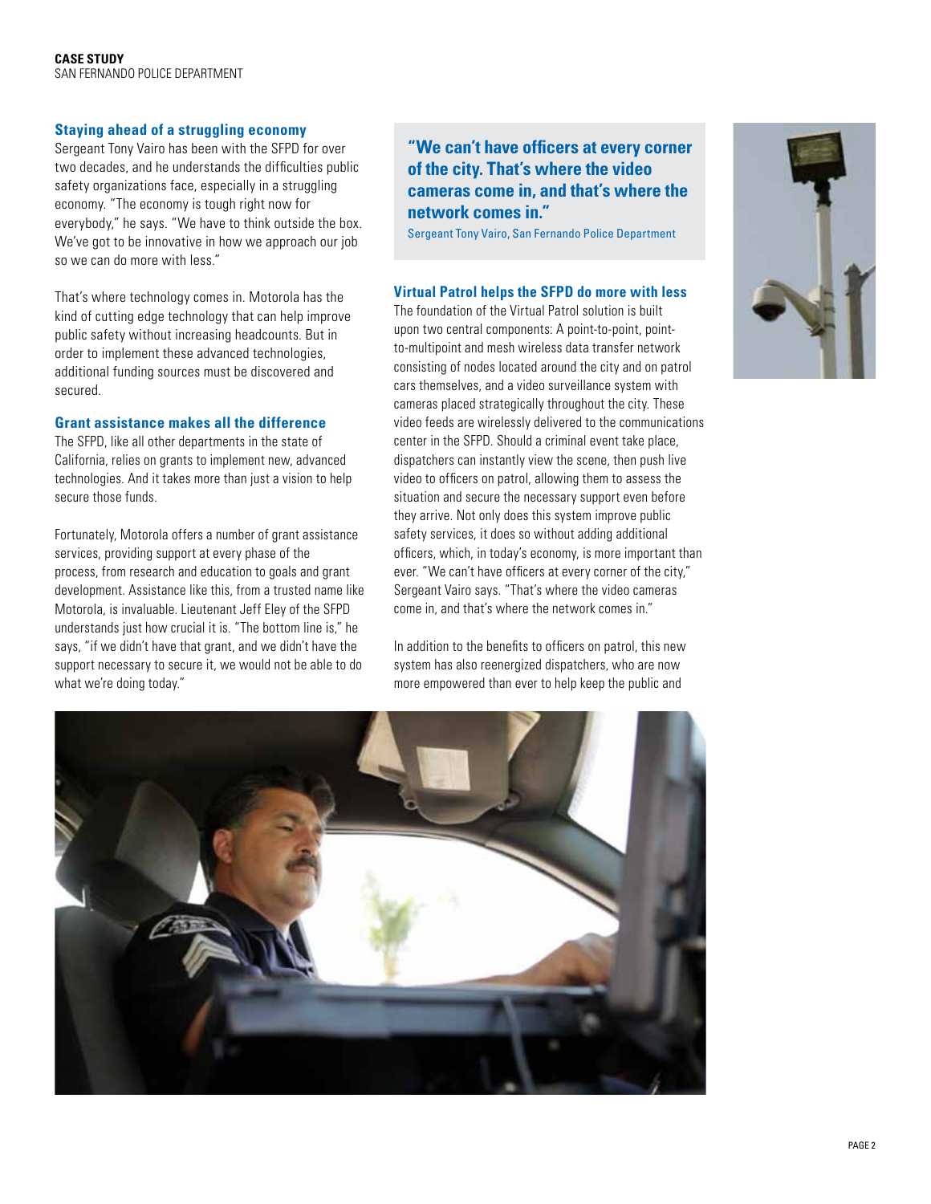## Staying ahead of a struggling economy

Sergeant Tony Vairo has been with the SFPD for over two decades, and he understands the difficulties public safety organizations face, especially in a struggling economy. "The economy is tough right now for everybody," he says. "We have to think outside the box. We've got to be innovative in how we approach our job so we can do more with less."

That's where technology comes in. Motorola has the kind of cutting edge technology that can help improve public safety without increasing headcounts. But in order to implement these advanced technologies, additional funding sources must be discovered and secured.

## Grant assistance makes all the difference

The SFPD, like all other departments in the state of California, relies on grants to implement new, advanced technologies. And it takes more than just a vision to help secure those funds.

Fortunately, Motorola offers a number of grant assistance services, providing support at every phase of the process, from research and education to goals and grant development. Assistance like this, from a trusted name like Motorola, is invaluable. Lieutenant Jeff Eley of the SFPD understands just how crucial it is. "The bottom line is," he says, "if we didn't have that grant, and we didn't have the support necessary to secure it, we would not be able to do what we're doing today."

> **"We can't have officers at every corner of the city. That's where the video cameras come in, and that's where the network comes in."**
>
> Sergeant Tony Vairo, San Fernando Police Department

## Virtual Patrol helps the SFPD do more with less

The foundation of the Virtual Patrol solution is built upon two central components: A point-to-point, point-to-multipoint and mesh wireless data transfer network consisting of nodes located around the city and on patrol cars themselves, and a video surveillance system with cameras placed strategically throughout the city. These video feeds are wirelessly delivered to the communications center in the SFPD. Should a criminal event take place, dispatchers can instantly view the scene, then push live video to officers on patrol, allowing them to assess the situation and secure the necessary support even before they arrive. Not only does this system improve public safety services, it does so without adding additional officers, which, in today's economy, is more important than ever. "We can't have officers at every corner of the city," Sergeant Vairo says. "That's where the video cameras come in, and that's where the network comes in."

In addition to the benefits to officers on patrol, this new system has also reenergized dispatchers, who are now more empowered than ever to help keep the public and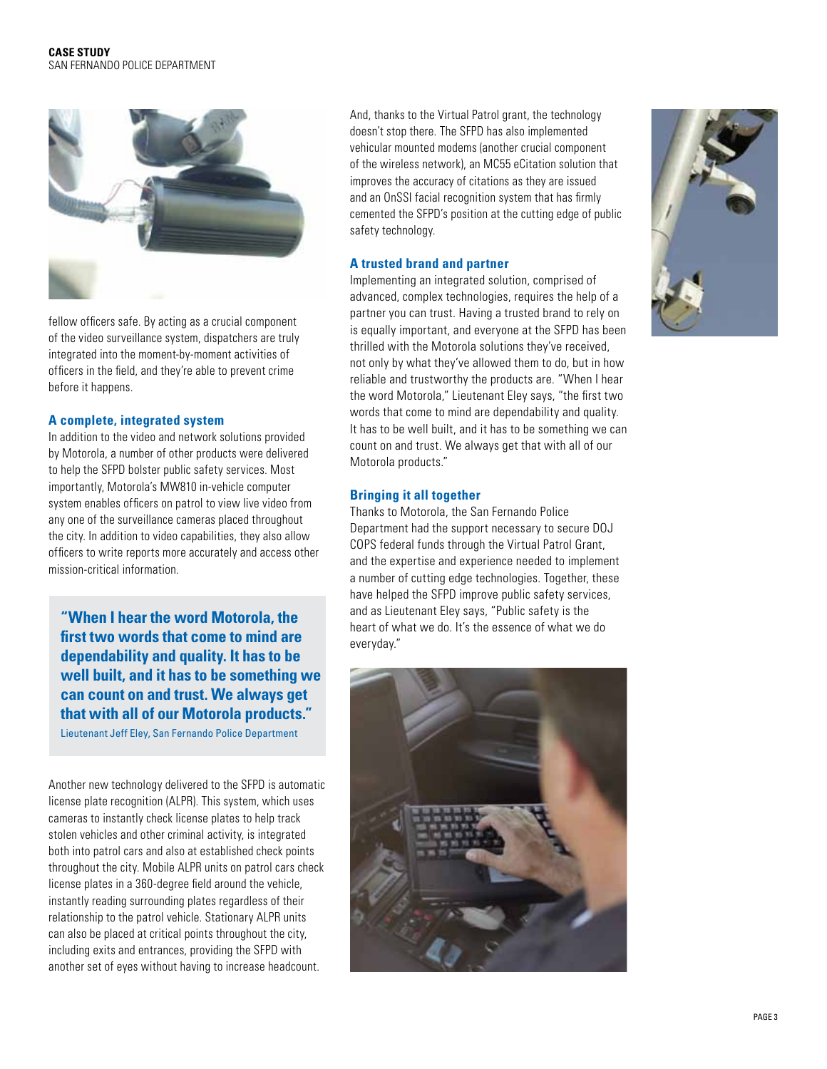fellow officers safe. By acting as a crucial component of the video surveillance system, dispatchers are truly integrated into the moment-by-moment activities of officers in the field, and they're able to prevent crime before it happens.

### A complete, integrated system

In addition to the video and network solutions provided by Motorola, a number of other products were delivered to help the SFPD bolster public safety services. Most importantly, Motorola's MW810 in-vehicle computer system enables officers on patrol to view live video from any one of the surveillance cameras placed throughout the city. In addition to video capabilities, they also allow officers to write reports more accurately and access other mission-critical information.

> **"When I hear the word Motorola, the first two words that come to mind are dependability and quality. It has to be well built, and it has to be something we can count on and trust. We always get that with all of our Motorola products."**
>
> Lieutenant Jeff Eley, San Fernando Police Department

Another new technology delivered to the SFPD is automatic license plate recognition (ALPR). This system, which uses cameras to instantly check license plates to help track stolen vehicles and other criminal activity, is integrated both into patrol cars and also at established check points throughout the city. Mobile ALPR units on patrol cars check license plates in a 360-degree field around the vehicle, instantly reading surrounding plates regardless of their relationship to the patrol vehicle. Stationary ALPR units can also be placed at critical points throughout the city, including exits and entrances, providing the SFPD with another set of eyes without having to increase headcount.

And, thanks to the Virtual Patrol grant, the technology doesn't stop there. The SFPD has also implemented vehicular mounted modems (another crucial component of the wireless network), an MC55 eCitation solution that improves the accuracy of citations as they are issued and an OnSSI facial recognition system that has firmly cemented the SFPD's position at the cutting edge of public safety technology.

### A trusted brand and partner

Implementing an integrated solution, comprised of advanced, complex technologies, requires the help of a partner you can trust. Having a trusted brand to rely on is equally important, and everyone at the SFPD has been thrilled with the Motorola solutions they've received, not only by what they've allowed them to do, but in how reliable and trustworthy the products are. "When I hear the word Motorola," Lieutenant Eley says, "the first two words that come to mind are dependability and quality. It has to be well built, and it has to be something we can count on and trust. We always get that with all of our Motorola products."

### Bringing it all together

Thanks to Motorola, the San Fernando Police Department had the support necessary to secure DOJ COPS federal funds through the Virtual Patrol Grant, and the expertise and experience needed to implement a number of cutting edge technologies. Together, these have helped the SFPD improve public safety services, and as Lieutenant Eley says, "Public safety is the heart of what we do. It's the essence of what we do everyday."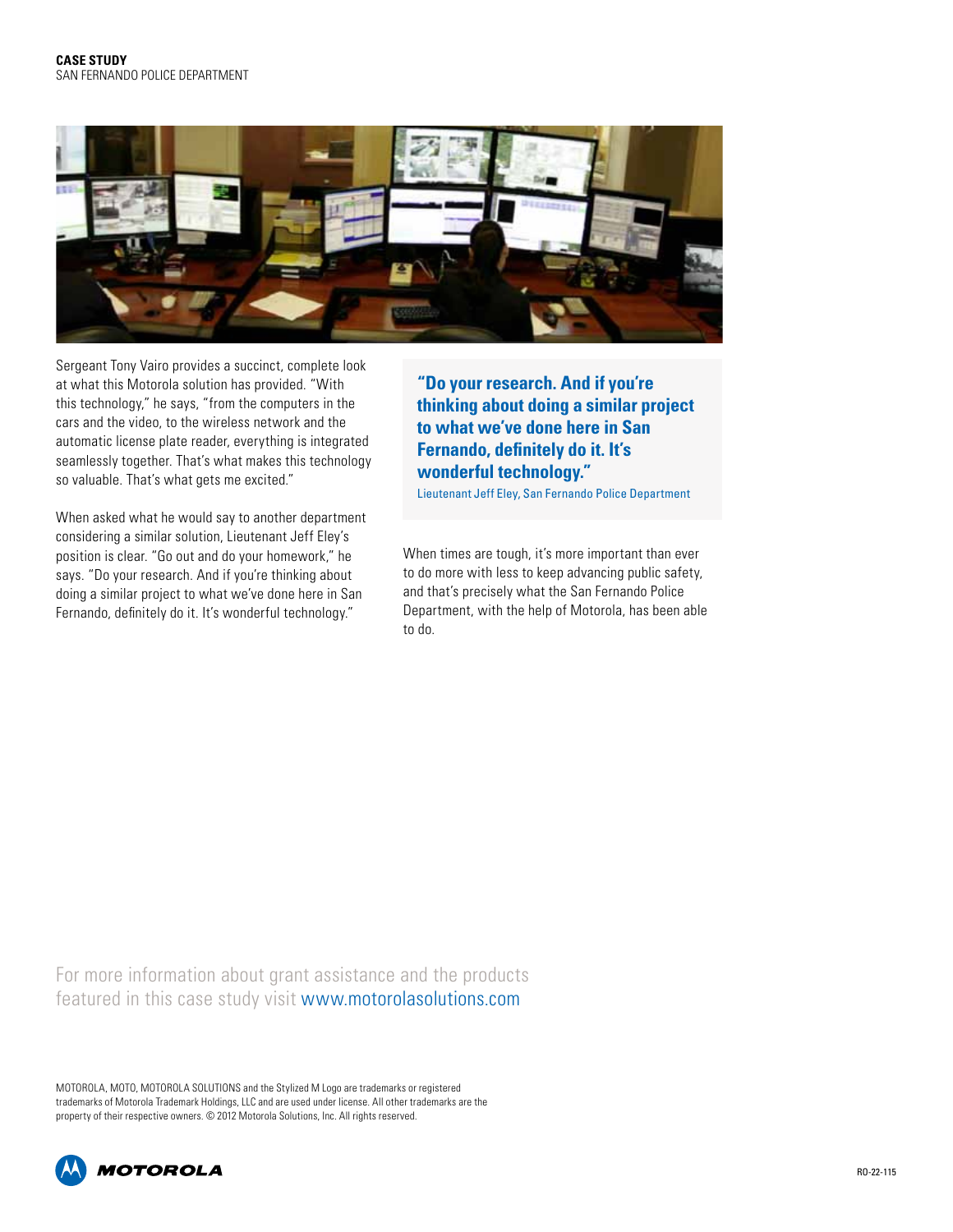Sergeant Tony Vairo provides a succinct, complete look at what this Motorola solution has provided. "With this technology," he says, "from the computers in the cars and the video, to the wireless network and the automatic license plate reader, everything is integrated seamlessly together. That's what makes this technology so valuable. That's what gets me excited."

When asked what he would say to another department considering a similar solution, Lieutenant Jeff Eley's position is clear. "Go out and do your homework," he says. "Do your research. And if you're thinking about doing a similar project to what we've done here in San Fernando, definitely do it. It's wonderful technology."

> **"Do your research. And if you're thinking about doing a similar project to what we've done here in San Fernando, definitely do it. It's wonderful technology."**
>
> Lieutenant Jeff Eley, San Fernando Police Department

When times are tough, it's more important than ever to do more with less to keep advancing public safety, and that's precisely what the San Fernando Police Department, with the help of Motorola, has been able to do.

For more information about grant assistance and the products featured in this case study visit www.motorolasolutions.com

MOTOROLA, MOTO, MOTOROLA SOLUTIONS and the Stylized M Logo are trademarks or registered trademarks of Motorola Trademark Holdings, LLC and are used under license. All other trademarks are the property of their respective owners. © 2012 Motorola Solutions, Inc. All rights reserved.

MOTOROLA

RO-22-115